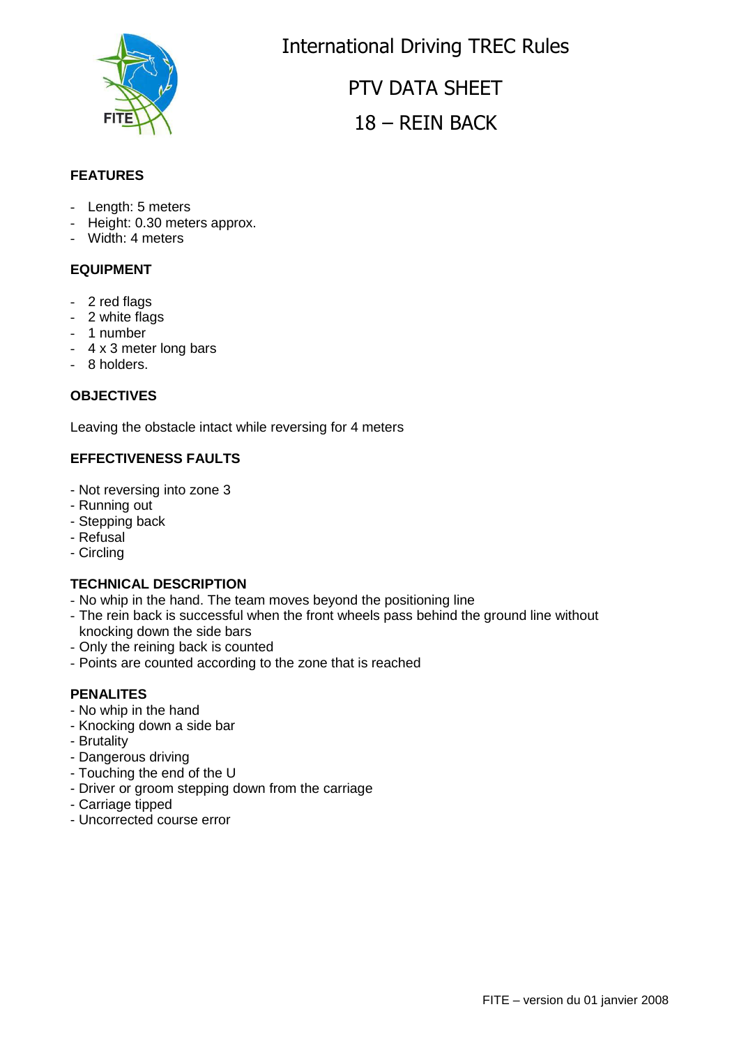# International Driving TREC Rules

## PTV DATA SHEET

## 18 – REIN BACK

### FEATURES

- Length: 5 meters
- Height: 0.30 meters approx.
- Width: 4 meters

### EQUIPMENT

- 2 red flags
- 2 white flags
- 1 number
- 4 x 3 meter long bars
- 8 holders.

### OBJECTIVES

Leaving the obstacle intact while reversing for 4 meters

### EFFECTIVENESS FAULTS

- Not reversing into zone 3
- Running out
- Stepping back
- Refusal
- Circling

### TECHNICAL DESCRIPTION

- No whip in the hand. The team moves beyond the positioning line
- The rein back is successful when the front wheels pass behind the ground line without knocking down the side bars
- Only the reining back is counted
- Points are counted according to the zone that is reached

### PENALITES

- No whip in the hand
- Knocking down a side bar
- Brutality
- Dangerous driving
- Touching the end of the U
- Driver or groom stepping down from the carriage
- Carriage tipped
- Uncorrected course error

FITE – version du 01 janvier 2008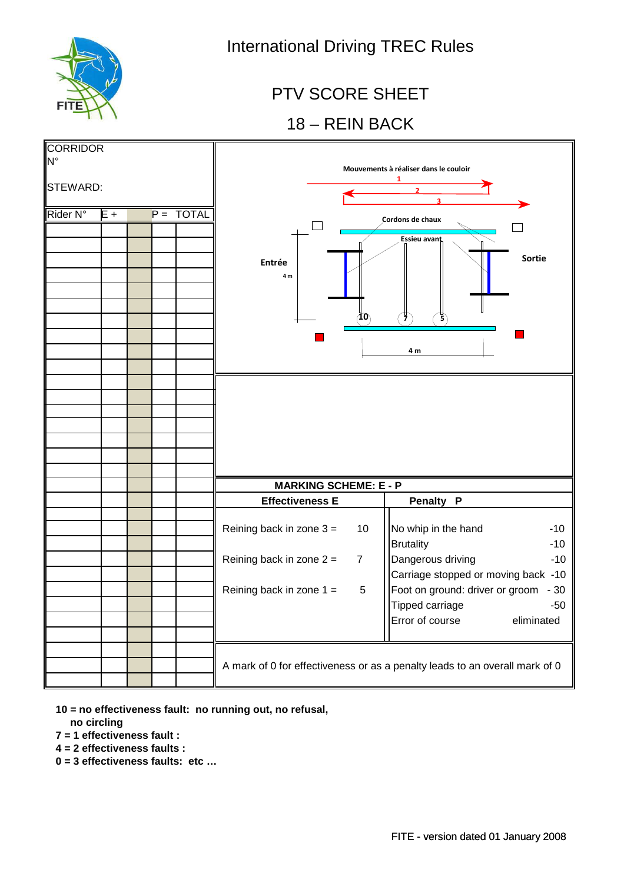# International Driving TREC Rules

## PTV SCORE SHEET

## 18 – REIN BACK

CORRIDOR N°

STEWARD:

| Rider N° | E + | | P = | TOTAL |
|---|---|---|---|---|
| | | | | |
| | | | | |
| | | | | |
| | | | | |
| | | | | |
| | | | | |
| | | | | |
| | | | | |
| | | | | |
| | | | | |
| | | | | |
| | | | | |
| | | | | |
| | | | | |
| | | | | |
| | | | | |
| | | | | |
| | | | | |
| | | | | |
| | | | | |
| | | | | |
| | | | | |
| | | | | |
| | | | | |
| | | | | |
| | | | | |
| | | | | |
| | | | | |
| | | | | |
| | | | | |
| | | | | |

Mouvements à réaliser dans le couloir

1

2

3

Cordons de chaux

Essieu avant

Entrée

4 m

Sortie

10

7

5

4 m

**MARKING SCHEME: E - P**

| **Effectiveness E** | | **Penalty P** | |
|---|---|---|---|
| Reining back in zone 3 = | 10 | No whip in the hand | -10 |
| | | Brutality | -10 |
| Reining back in zone 2 = | 7 | Dangerous driving | -10 |
| | | Carriage stopped or moving back | -10 |
| Reining back in zone 1 = | 5 | Foot on ground: driver or groom | - 30 |
| | | Tipped carriage | -50 |
| | | Error of course | eliminated |

A mark of 0 for effectiveness or as a penalty leads to an overall mark of 0

**10 = no effectiveness fault: no running out, no refusal, no circling**
**7 = 1 effectiveness fault :**
**4 = 2 effectiveness faults :**
**0 = 3 effectiveness faults: etc …**

FITE - version dated 01 January 2008